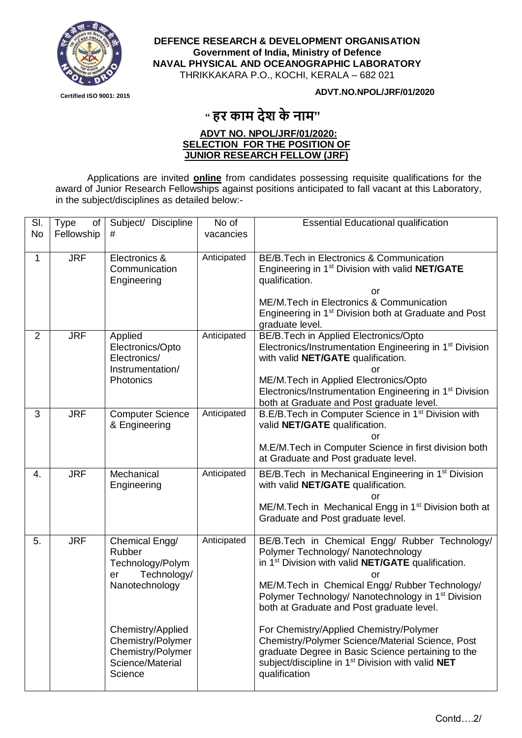**DEFENCE RESEARCH & DEVELOPMENT ORGANISATION**
**Government of India, Ministry of Defence**
**NAVAL PHYSICAL AND OCEANOGRAPHIC LABORATORY**
THRIKKAKARA P.O., KOCHI, KERALA – 682 021

Certified ISO 9001: 2015

**ADVT.NO.NPOL/JRF/01/2020**

# " हर काम देश के नाम"

**ADVT NO. NPOL/JRF/01/2020:**
**SELECTION FOR THE POSITION OF**
**JUNIOR RESEARCH FELLOW (JRF)**

Applications are invited **online** from candidates possessing requisite qualifications for the award of Junior Research Fellowships against positions anticipated to fall vacant at this Laboratory, in the subject/disciplines as detailed below:-

| Sl. No | Type of Fellowship | Subject/ Discipline # | No of vacancies | Essential Educational qualification |
|---|---|---|---|---|
| 1 | JRF | Electronics & Communication Engineering | Anticipated | BE/B.Tech in Electronics & Communication Engineering in 1st Division with valid **NET/GATE** qualification.<br>or<br>ME/M.Tech in Electronics & Communication Engineering in 1st Division both at Graduate and Post graduate level. |
| 2 | JRF | Applied Electronics/Opto Electronics/ Instrumentation/ Photonics | Anticipated | BE/B.Tech in Applied Electronics/Opto Electronics/Instrumentation Engineering in 1st Division with valid **NET/GATE** qualification.<br>or<br>ME/M.Tech in Applied Electronics/Opto Electronics/Instrumentation Engineering in 1st Division both at Graduate and Post graduate level. |
| 3 | JRF | Computer Science & Engineering | Anticipated | B.E/B.Tech in Computer Science in 1st Division with valid **NET/GATE** qualification.<br>or<br>M.E/M.Tech in Computer Science in first division both at Graduate and Post graduate level. |
| 4. | JRF | Mechanical Engineering | Anticipated | BE/B.Tech in Mechanical Engineering in 1st Division with valid **NET/GATE** qualification.<br>or<br>ME/M.Tech in Mechanical Engg in 1st Division both at Graduate and Post graduate level. |
| 5. | JRF | Chemical Engg/ Rubber Technology/Polymer Technology/ Nanotechnology<br><br>Chemistry/Applied Chemistry/Polymer Chemistry/Polymer Science/Material Science | Anticipated | BE/B.Tech in Chemical Engg/ Rubber Technology/ Polymer Technology/ Nanotechnology in 1st Division with valid **NET/GATE** qualification.<br>or<br>ME/M.Tech in Chemical Engg/ Rubber Technology/ Polymer Technology/ Nanotechnology in 1st Division both at Graduate and Post graduate level.<br><br>For Chemistry/Applied Chemistry/Polymer Chemistry/Polymer Science/Material Science, Post graduate Degree in Basic Science pertaining to the subject/discipline in 1st Division with valid **NET** qualification |

Contd….2/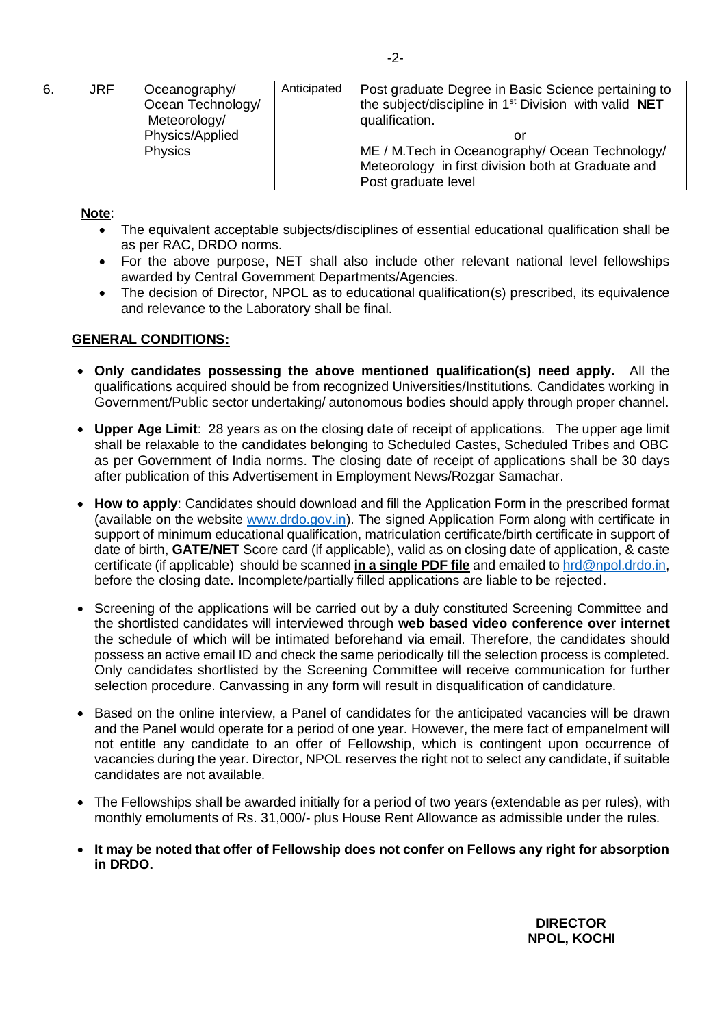| | | | | |
|---|---|---|---|---|
| 6. | JRF | Oceanography/ Ocean Technology/ Meteorology/ Physics/Applied Physics | Anticipated | Post graduate Degree in Basic Science pertaining to the subject/discipline in 1st Division with valid **NET** qualification.<br>or<br>ME / M.Tech in Oceanography/ Ocean Technology/ Meteorology in first division both at Graduate and Post graduate level |

**Note**:

- The equivalent acceptable subjects/disciplines of essential educational qualification shall be as per RAC, DRDO norms.
- For the above purpose, NET shall also include other relevant national level fellowships awarded by Central Government Departments/Agencies.
- The decision of Director, NPOL as to educational qualification(s) prescribed, its equivalence and relevance to the Laboratory shall be final.

**GENERAL CONDITIONS:**

- **Only candidates possessing the above mentioned qualification(s) need apply.** All the qualifications acquired should be from recognized Universities/Institutions. Candidates working in Government/Public sector undertaking/ autonomous bodies should apply through proper channel.
- **Upper Age Limit**: 28 years as on the closing date of receipt of applications. The upper age limit shall be relaxable to the candidates belonging to Scheduled Castes, Scheduled Tribes and OBC as per Government of India norms. The closing date of receipt of applications shall be 30 days after publication of this Advertisement in Employment News/Rozgar Samachar.
- **How to apply**: Candidates should download and fill the Application Form in the prescribed format (available on the website www.drdo.gov.in). The signed Application Form along with certificate in support of minimum educational qualification, matriculation certificate/birth certificate in support of date of birth, **GATE/NET** Score card (if applicable), valid as on closing date of application, & caste certificate (if applicable) should be scanned **in a single PDF file** and emailed to hrd@npol.drdo.in, before the closing date**.** Incomplete/partially filled applications are liable to be rejected.
- Screening of the applications will be carried out by a duly constituted Screening Committee and the shortlisted candidates will interviewed through **web based video conference over internet** the schedule of which will be intimated beforehand via email. Therefore, the candidates should possess an active email ID and check the same periodically till the selection process is completed. Only candidates shortlisted by the Screening Committee will receive communication for further selection procedure. Canvassing in any form will result in disqualification of candidature.
- Based on the online interview, a Panel of candidates for the anticipated vacancies will be drawn and the Panel would operate for a period of one year. However, the mere fact of empanelment will not entitle any candidate to an offer of Fellowship, which is contingent upon occurrence of vacancies during the year. Director, NPOL reserves the right not to select any candidate, if suitable candidates are not available.
- The Fellowships shall be awarded initially for a period of two years (extendable as per rules), with monthly emoluments of Rs. 31,000/- plus House Rent Allowance as admissible under the rules.
- **It may be noted that offer of Fellowship does not confer on Fellows any right for absorption in DRDO.**

**DIRECTOR**
**NPOL, KOCHI**